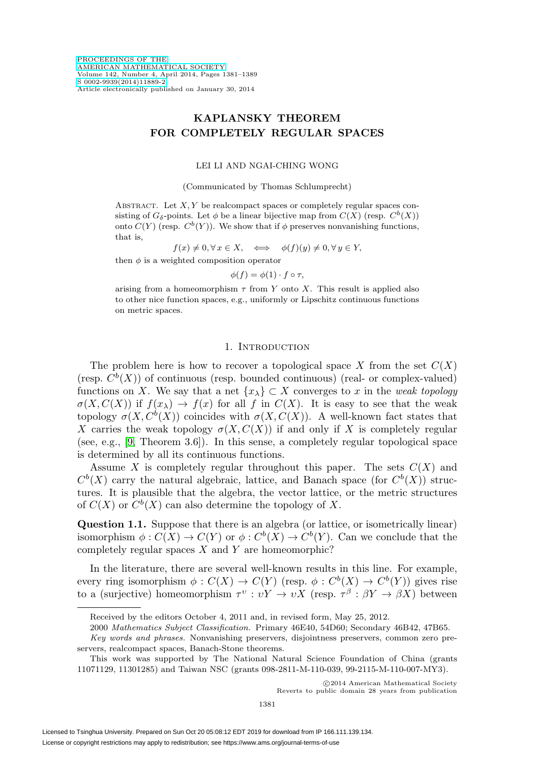# KAPLANSKY THEOREM FOR COMPLETELY REGULAR SPACES

LEI LI AND NGAI-CHING WONG

(Communicated by Thomas Schlumprecht)

ABSTRACT. Let $X, Y$ be realcompact spaces or completely regular spaces consisting of $G_\delta$-points. Let $\phi$ be a linear bijective map from $C(X)$ (resp. $C^b(X)$) onto $C(Y)$ (resp. $C^b(Y)$). We show that if $\phi$ preserves nonvanishing functions, that is,

$$f(x) \neq 0, \forall x \in X, \quad \Longleftrightarrow \quad \phi(f)(y) \neq 0, \forall y \in Y,$$

then $\phi$ is a weighted composition operator

$$\phi(f) = \phi(1) \cdot f \circ \tau,$$

arising from a homeomorphism $\tau$ from $Y$ onto $X$. This result is applied also to other nice function spaces, e.g., uniformly or Lipschitz continuous functions on metric spaces.

## 1. INTRODUCTION

The problem here is how to recover a topological space $X$ from the set $C(X)$ (resp. $C^b(X)$) of continuous (resp. bounded continuous) (real- or complex-valued) functions on $X$. We say that a net $\{x_\lambda\} \subset X$ converges to $x$ in the *weak topology* $\sigma(X, C(X))$ if $f(x_\lambda) \to f(x)$ for all $f$ in $C(X)$. It is easy to see that the weak topology $\sigma(X, C^b(X))$ coincides with $\sigma(X, C(X))$. A well-known fact states that $X$ carries the weak topology $\sigma(X, C(X))$ if and only if $X$ is completely regular (see, e.g., [9, Theorem 3.6]). In this sense, a completely regular topological space is determined by all its continuous functions.

Assume $X$ is completely regular throughout this paper. The sets $C(X)$ and $C^b(X)$ carry the natural algebraic, lattice, and Banach space (for $C^b(X)$) structures. It is plausible that the algebra, the vector lattice, or the metric structures of $C(X)$ or $C^b(X)$ can also determine the topology of $X$.

**Question 1.1.** Suppose that there is an algebra (or lattice, or isometrically linear) isomorphism $\phi : C(X) \to C(Y)$ or $\phi : C^b(X) \to C^b(Y)$. Can we conclude that the completely regular spaces $X$ and $Y$ are homeomorphic?

In the literature, there are several well-known results in this line. For example, every ring isomorphism $\phi : C(X) \to C(Y)$ (resp. $\phi : C^b(X) \to C^b(Y)$) gives rise to a (surjective) homeomorphism $\tau^\upsilon : \upsilon Y \to \upsilon X$ (resp. $\tau^\beta : \beta Y \to \beta X$) between

---

Received by the editors October 4, 2011 and, in revised form, May 25, 2012.

2000 *Mathematics Subject Classification.* Primary 46E40, 54D60; Secondary 46B42, 47B65.

*Key words and phrases.* Nonvanishing preservers, disjointness preservers, common zero preservers, realcompact spaces, Banach-Stone theorems.

This work was supported by The National Natural Science Foundation of China (grants 11071129, 11301285) and Taiwan NSC (grants 098-2811-M-110-039, 99-2115-M-110-007-MY3).

©2014 American Mathematical Society
Reverts to public domain 28 years from publication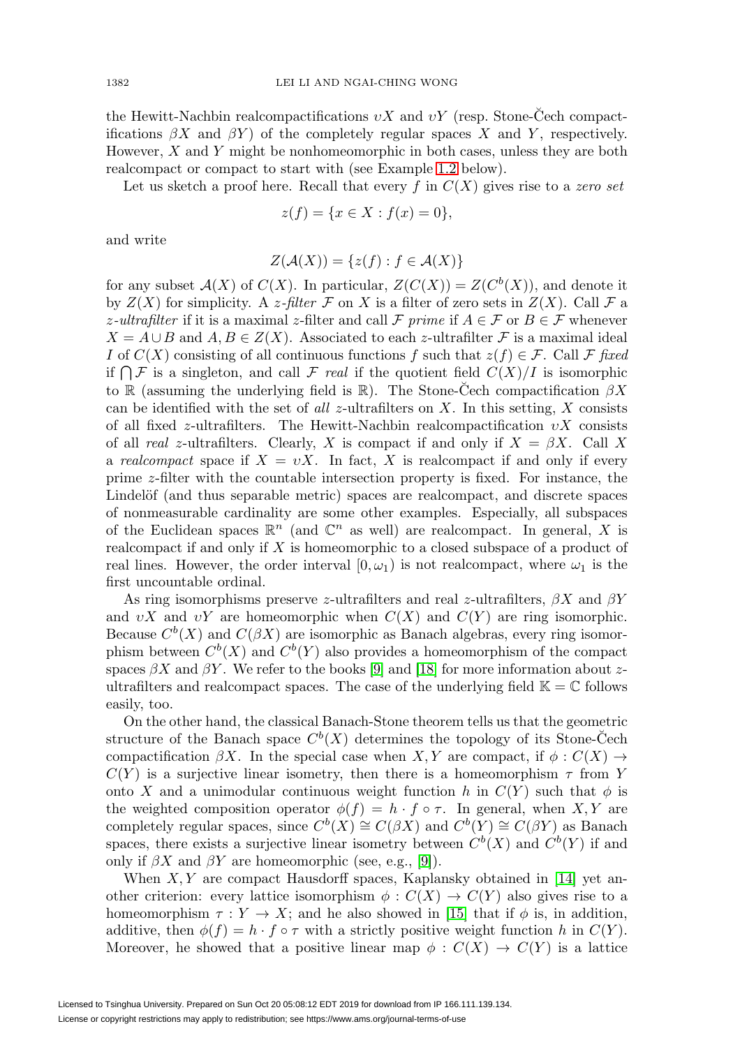the Hewitt-Nachbin realcompactifications $\upsilon X$ and $\upsilon Y$ (resp. Stone-Čech compactifications $\beta X$ and $\beta Y$) of the completely regular spaces $X$ and $Y$, respectively. However, $X$ and $Y$ might be nonhomeomorphic in both cases, unless they are both realcompact or compact to start with (see Example 1.2 below).

Let us sketch a proof here. Recall that every $f$ in $C(X)$ gives rise to a *zero set*

$$z(f) = \{x \in X : f(x) = 0\},$$

and write

$$Z(\mathcal{A}(X)) = \{z(f) : f \in \mathcal{A}(X)\}$$

for any subset $\mathcal{A}(X)$ of $C(X)$. In particular, $Z(C(X)) = Z(C^b(X))$, and denote it by $Z(X)$ for simplicity. A *z-filter* $\mathcal{F}$ on $X$ is a filter of zero sets in $Z(X)$. Call $\mathcal{F}$ a *z-ultrafilter* if it is a maximal $z$-filter and call $\mathcal{F}$ *prime* if $A \in \mathcal{F}$ or $B \in \mathcal{F}$ whenever $X = A \cup B$ and $A, B \in Z(X)$. Associated to each $z$-ultrafilter $\mathcal{F}$ is a maximal ideal $I$ of $C(X)$ consisting of all continuous functions $f$ such that $z(f) \in \mathcal{F}$. Call $\mathcal{F}$ *fixed* if $\bigcap \mathcal{F}$ is a singleton, and call $\mathcal{F}$ *real* if the quotient field $C(X)/I$ is isomorphic to $\mathbb{R}$ (assuming the underlying field is $\mathbb{R}$). The Stone-Čech compactification $\beta X$ can be identified with the set of *all* $z$-ultrafilters on $X$. In this setting, $X$ consists of all fixed $z$-ultrafilters. The Hewitt-Nachbin realcompactification $\upsilon X$ consists of all *real* $z$-ultrafilters. Clearly, $X$ is compact if and only if $X = \beta X$. Call $X$ a *realcompact* space if $X = \upsilon X$. In fact, $X$ is realcompact if and only if every prime $z$-filter with the countable intersection property is fixed. For instance, the Lindelöf (and thus separable metric) spaces are realcompact, and discrete spaces of nonmeasurable cardinality are some other examples. Especially, all subspaces of the Euclidean spaces $\mathbb{R}^n$ (and $\mathbb{C}^n$ as well) are realcompact. In general, $X$ is realcompact if and only if $X$ is homeomorphic to a closed subspace of a product of real lines. However, the order interval $[0, \omega_1)$ is not realcompact, where $\omega_1$ is the first uncountable ordinal.

As ring isomorphisms preserve $z$-ultrafilters and real $z$-ultrafilters, $\beta X$ and $\beta Y$ and $\upsilon X$ and $\upsilon Y$ are homeomorphic when $C(X)$ and $C(Y)$ are ring isomorphic. Because $C^b(X)$ and $C(\beta X)$ are isomorphic as Banach algebras, every ring isomorphism between $C^b(X)$ and $C^b(Y)$ also provides a homeomorphism of the compact spaces $\beta X$ and $\beta Y$. We refer to the books [9] and [18] for more information about $z$-ultrafilters and realcompact spaces. The case of the underlying field $\mathbb{K} = \mathbb{C}$ follows easily, too.

On the other hand, the classical Banach-Stone theorem tells us that the geometric structure of the Banach space $C^b(X)$ determines the topology of its Stone-Čech compactification $\beta X$. In the special case when $X, Y$ are compact, if $\phi : C(X) \to C(Y)$ is a surjective linear isometry, then there is a homeomorphism $\tau$ from $Y$ onto $X$ and a unimodular continuous weight function $h$ in $C(Y)$ such that $\phi$ is the weighted composition operator $\phi(f) = h \cdot f \circ \tau$. In general, when $X, Y$ are completely regular spaces, since $C^b(X) \cong C(\beta X)$ and $C^b(Y) \cong C(\beta Y)$ as Banach spaces, there exists a surjective linear isometry between $C^b(X)$ and $C^b(Y)$ if and only if $\beta X$ and $\beta Y$ are homeomorphic (see, e.g., [9]).

When $X, Y$ are compact Hausdorff spaces, Kaplansky obtained in [14] yet another criterion: every lattice isomorphism $\phi : C(X) \to C(Y)$ also gives rise to a homeomorphism $\tau : Y \to X$; and he also showed in [15] that if $\phi$ is, in addition, additive, then $\phi(f) = h \cdot f \circ \tau$ with a strictly positive weight function $h$ in $C(Y)$. Moreover, he showed that a positive linear map $\phi : C(X) \to C(Y)$ is a lattice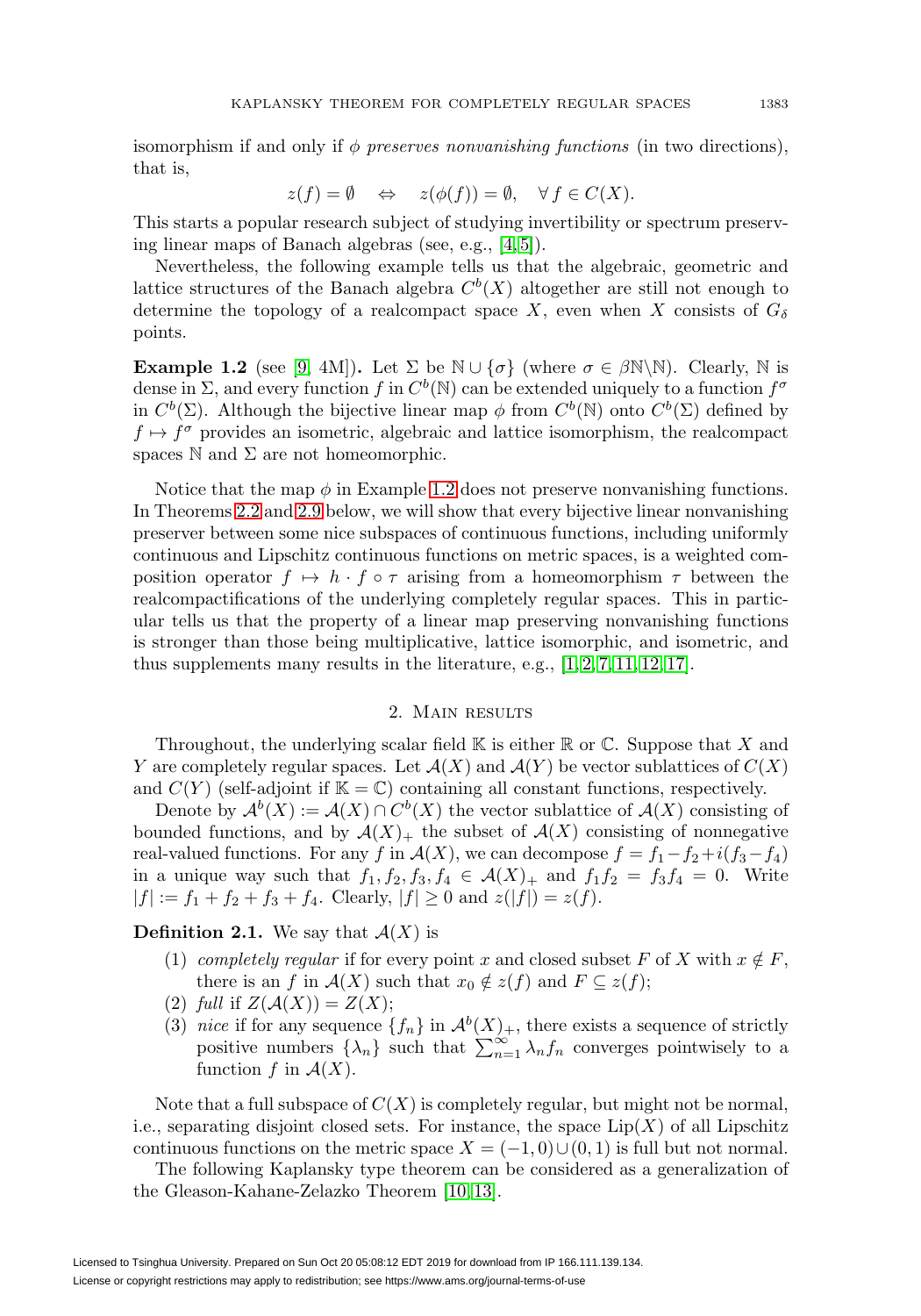isomorphism if and only if $\phi$ *preserves nonvanishing functions* (in two directions), that is,

$$z(f) = \emptyset \quad \Leftrightarrow \quad z(\phi(f)) = \emptyset, \quad \forall\, f \in C(X).$$

This starts a popular research subject of studying invertibility or spectrum preserving linear maps of Banach algebras (see, e.g., [4, 5]).

Nevertheless, the following example tells us that the algebraic, geometric and lattice structures of the Banach algebra $C^b(X)$ altogether are still not enough to determine the topology of a realcompact space $X$, even when $X$ consists of $G_\delta$ points.

**Example 1.2** (see [9, 4M])**.** Let $\Sigma$ be $\mathbb{N} \cup \{\sigma\}$ (where $\sigma \in \beta\mathbb{N}\backslash\mathbb{N}$). Clearly, $\mathbb{N}$ is dense in $\Sigma$, and every function $f$ in $C^b(\mathbb{N})$ can be extended uniquely to a function $f^\sigma$ in $C^b(\Sigma)$. Although the bijective linear map $\phi$ from $C^b(\mathbb{N})$ onto $C^b(\Sigma)$ defined by $f \mapsto f^\sigma$ provides an isometric, algebraic and lattice isomorphism, the realcompact spaces $\mathbb{N}$ and $\Sigma$ are not homeomorphic.

Notice that the map $\phi$ in Example 1.2 does not preserve nonvanishing functions. In Theorems 2.2 and 2.9 below, we will show that every bijective linear nonvanishing preserver between some nice subspaces of continuous functions, including uniformly continuous and Lipschitz continuous functions on metric spaces, is a weighted composition operator $f \mapsto h \cdot f \circ \tau$ arising from a homeomorphism $\tau$ between the realcompactifications of the underlying completely regular spaces. This in particular tells us that the property of a linear map preserving nonvanishing functions is stronger than those being multiplicative, lattice isomorphic, and isometric, and thus supplements many results in the literature, e.g., [1, 2, 7, 11, 12, 17].

## 2. Main results

Throughout, the underlying scalar field $\mathbb{K}$ is either $\mathbb{R}$ or $\mathbb{C}$. Suppose that $X$ and $Y$ are completely regular spaces. Let $\mathcal{A}(X)$ and $\mathcal{A}(Y)$ be vector sublattices of $C(X)$ and $C(Y)$ (self-adjoint if $\mathbb{K} = \mathbb{C}$) containing all constant functions, respectively.

Denote by $\mathcal{A}^b(X) := \mathcal{A}(X) \cap C^b(X)$ the vector sublattice of $\mathcal{A}(X)$ consisting of bounded functions, and by $\mathcal{A}(X)_+$ the subset of $\mathcal{A}(X)$ consisting of nonnegative real-valued functions. For any $f$ in $\mathcal{A}(X)$, we can decompose $f = f_1 - f_2 + i(f_3 - f_4)$ in a unique way such that $f_1, f_2, f_3, f_4 \in \mathcal{A}(X)_+$ and $f_1 f_2 = f_3 f_4 = 0$. Write $|f| := f_1 + f_2 + f_3 + f_4$. Clearly, $|f| \geq 0$ and $z(|f|) = z(f)$.

**Definition 2.1.** We say that $\mathcal{A}(X)$ is

1. *completely regular* if for every point $x$ and closed subset $F$ of $X$ with $x \notin F$, there is an $f$ in $\mathcal{A}(X)$ such that $x_0 \notin z(f)$ and $F \subseteq z(f)$;
2. *full* if $Z(\mathcal{A}(X)) = Z(X)$;
3. *nice* if for any sequence $\{f_n\}$ in $\mathcal{A}^b(X)_+$, there exists a sequence of strictly positive numbers $\{\lambda_n\}$ such that $\sum_{n=1}^{\infty} \lambda_n f_n$ converges pointwisely to a function $f$ in $\mathcal{A}(X)$.

Note that a full subspace of $C(X)$ is completely regular, but might not be normal, i.e., separating disjoint closed sets. For instance, the space $\mathrm{Lip}(X)$ of all Lipschitz continuous functions on the metric space $X = (-1, 0) \cup (0, 1)$ is full but not normal.

The following Kaplansky type theorem can be considered as a generalization of the Gleason-Kahane-Zelazko Theorem [10, 13].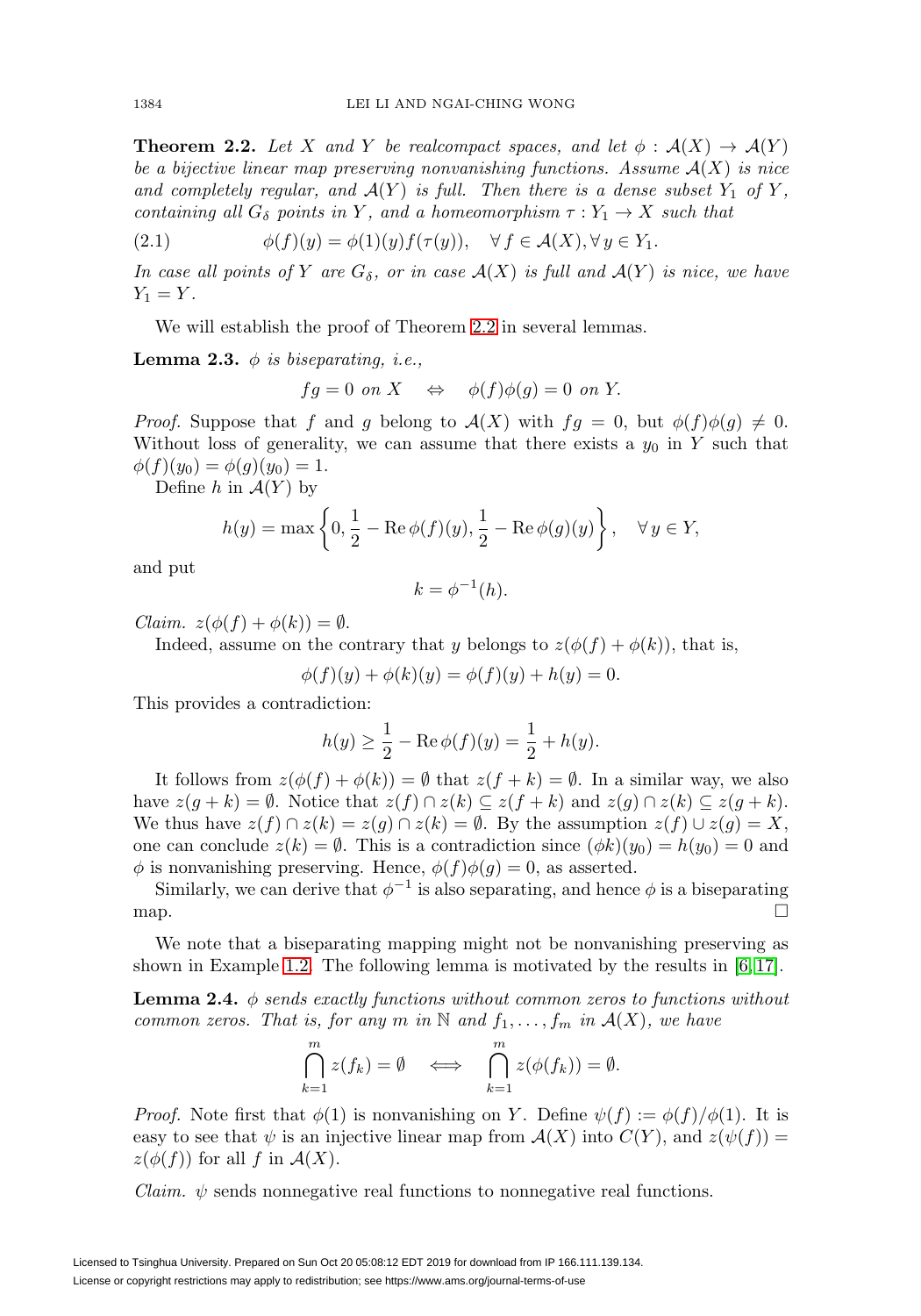**Theorem 2.2.** *Let $X$ and $Y$ be realcompact spaces, and let $\phi : \mathcal{A}(X) \to \mathcal{A}(Y)$ be a bijective linear map preserving nonvanishing functions. Assume $\mathcal{A}(X)$ is nice and completely regular, and $\mathcal{A}(Y)$ is full. Then there is a dense subset $Y_1$ of $Y$, containing all $G_\delta$ points in $Y$, and a homeomorphism $\tau : Y_1 \to X$ such that*

$$\phi(f)(y) = \phi(1)(y)f(\tau(y)), \quad \forall f \in \mathcal{A}(X), \forall y \in Y_1. \tag{2.1}$$

*In case all points of $Y$ are $G_\delta$, or in case $\mathcal{A}(X)$ is full and $\mathcal{A}(Y)$ is nice, we have $Y_1 = Y$.*

We will establish the proof of Theorem 2.2 in several lemmas.

**Lemma 2.3.** *$\phi$ is biseparating, i.e.,*

$$fg = 0 \text{ on } X \quad \Leftrightarrow \quad \phi(f)\phi(g) = 0 \text{ on } Y.$$

*Proof.* Suppose that $f$ and $g$ belong to $\mathcal{A}(X)$ with $fg = 0$, but $\phi(f)\phi(g) \neq 0$. Without loss of generality, we can assume that there exists a $y_0$ in $Y$ such that $\phi(f)(y_0) = \phi(g)(y_0) = 1$.

Define $h$ in $\mathcal{A}(Y)$ by

$$h(y) = \max\left\{0, \frac{1}{2} - \operatorname{Re}\phi(f)(y), \frac{1}{2} - \operatorname{Re}\phi(g)(y)\right\}, \quad \forall y \in Y,$$

and put

$$k = \phi^{-1}(h).$$

*Claim.* $z(\phi(f) + \phi(k)) = \emptyset$.

Indeed, assume on the contrary that $y$ belongs to $z(\phi(f) + \phi(k))$, that is,

$$\phi(f)(y) + \phi(k)(y) = \phi(f)(y) + h(y) = 0.$$

This provides a contradiction:

$$h(y) \geq \frac{1}{2} - \operatorname{Re}\phi(f)(y) = \frac{1}{2} + h(y).$$

It follows from $z(\phi(f) + \phi(k)) = \emptyset$ that $z(f + k) = \emptyset$. In a similar way, we also have $z(g + k) = \emptyset$. Notice that $z(f) \cap z(k) \subseteq z(f + k)$ and $z(g) \cap z(k) \subseteq z(g + k)$. We thus have $z(f) \cap z(k) = z(g) \cap z(k) = \emptyset$. By the assumption $z(f) \cup z(g) = X$, one can conclude $z(k) = \emptyset$. This is a contradiction since $(\phi k)(y_0) = h(y_0) = 0$ and $\phi$ is nonvanishing preserving. Hence, $\phi(f)\phi(g) = 0$, as asserted.

Similarly, we can derive that $\phi^{-1}$ is also separating, and hence $\phi$ is a biseparating map. $\square$

We note that a biseparating mapping might not be nonvanishing preserving as shown in Example 1.2. The following lemma is motivated by the results in [6, 17].

**Lemma 2.4.** *$\phi$ sends exactly functions without common zeros to functions without common zeros. That is, for any $m$ in $\mathbb{N}$ and $f_1, \ldots, f_m$ in $\mathcal{A}(X)$, we have*

$$\bigcap_{k=1}^{m} z(f_k) = \emptyset \quad \Longleftrightarrow \quad \bigcap_{k=1}^{m} z(\phi(f_k)) = \emptyset.$$

*Proof.* Note first that $\phi(1)$ is nonvanishing on $Y$. Define $\psi(f) := \phi(f)/\phi(1)$. It is easy to see that $\psi$ is an injective linear map from $\mathcal{A}(X)$ into $C(Y)$, and $z(\psi(f)) = z(\phi(f))$ for all $f$ in $\mathcal{A}(X)$.

*Claim.* $\psi$ sends nonnegative real functions to nonnegative real functions.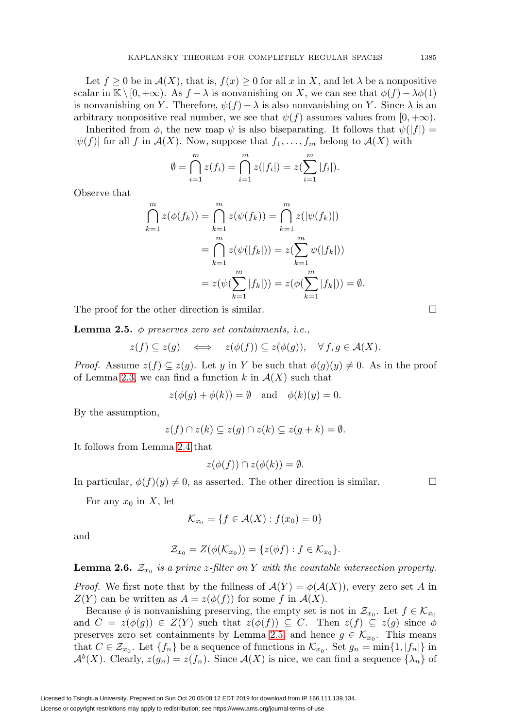Let $f \geq 0$ be in $\mathcal{A}(X)$, that is, $f(x) \geq 0$ for all $x$ in $X$, and let $\lambda$ be a nonpositive scalar in $\mathbb{K} \setminus [0, +\infty)$. As $f - \lambda$ is nonvanishing on $X$, we can see that $\phi(f) - \lambda\phi(1)$ is nonvanishing on $Y$. Therefore, $\psi(f) - \lambda$ is also nonvanishing on $Y$. Since $\lambda$ is an arbitrary nonpositive real number, we see that $\psi(f)$ assumes values from $[0, +\infty)$.

Inherited from $\phi$, the new map $\psi$ is also biseparating. It follows that $\psi(|f|) = |\psi(f)|$ for all $f$ in $\mathcal{A}(X)$. Now, suppose that $f_1, \ldots, f_m$ belong to $\mathcal{A}(X)$ with

$$\emptyset = \bigcap_{i=1}^{m} z(f_i) = \bigcap_{i=1}^{m} z(|f_i|) = z(\sum_{i=1}^{m} |f_i|).$$

Observe that

$$\begin{aligned}
\bigcap_{k=1}^{m} z(\phi(f_k)) &= \bigcap_{k=1}^{m} z(\psi(f_k)) = \bigcap_{k=1}^{m} z(|\psi(f_k)|) \\
&= \bigcap_{k=1}^{m} z(\psi(|f_k|)) = z(\sum_{k=1}^{m} \psi(|f_k|)) \\
&= z(\psi(\sum_{k=1}^{m} |f_k|)) = z(\phi(\sum_{k=1}^{m} |f_k|)) = \emptyset.
\end{aligned}$$

The proof for the other direction is similar. $\square$

**Lemma 2.5.** *$\phi$ preserves zero set containments, i.e.,*

$$z(f) \subseteq z(g) \iff z(\phi(f)) \subseteq z(\phi(g)), \quad \forall\, f, g \in \mathcal{A}(X).$$

*Proof.* Assume $z(f) \subseteq z(g)$. Let $y$ in $Y$ be such that $\phi(g)(y) \neq 0$. As in the proof of Lemma 2.3, we can find a function $k$ in $\mathcal{A}(X)$ such that

$$z(\phi(g) + \phi(k)) = \emptyset \quad \text{and} \quad \phi(k)(y) = 0.$$

By the assumption,

$$z(f) \cap z(k) \subseteq z(g) \cap z(k) \subseteq z(g + k) = \emptyset.$$

It follows from Lemma 2.4 that

$$z(\phi(f)) \cap z(\phi(k)) = \emptyset.$$

In particular, $\phi(f)(y) \neq 0$, as asserted. The other direction is similar. $\square$

For any $x_0$ in $X$, let

$$\mathcal{K}_{x_0} = \{f \in \mathcal{A}(X) : f(x_0) = 0\}$$

and

$$\mathcal{Z}_{x_0} = Z(\phi(\mathcal{K}_{x_0})) = \{z(\phi f) : f \in \mathcal{K}_{x_0}\}.$$

**Lemma 2.6.** *$\mathcal{Z}_{x_0}$ is a prime z-filter on $Y$ with the countable intersection property.*

*Proof.* We first note that by the fullness of $\mathcal{A}(Y) = \phi(\mathcal{A}(X))$, every zero set $A$ in $Z(Y)$ can be written as $A = z(\phi(f))$ for some $f$ in $\mathcal{A}(X)$.

Because $\phi$ is nonvanishing preserving, the empty set is not in $\mathcal{Z}_{x_0}$. Let $f \in \mathcal{K}_{x_0}$ and $C = z(\phi(g)) \in Z(Y)$ such that $z(\phi(f)) \subseteq C$. Then $z(f) \subseteq z(g)$ since $\phi$ preserves zero set containments by Lemma 2.5, and hence $g \in \mathcal{K}_{x_0}$. This means that $C \in \mathcal{Z}_{x_0}$. Let $\{f_n\}$ be a sequence of functions in $\mathcal{K}_{x_0}$. Set $g_n = \min\{1, |f_n|\}$ in $\mathcal{A}^b(X)$. Clearly, $z(g_n) = z(f_n)$. Since $\mathcal{A}(X)$ is nice, we can find a sequence $\{\lambda_n\}$ of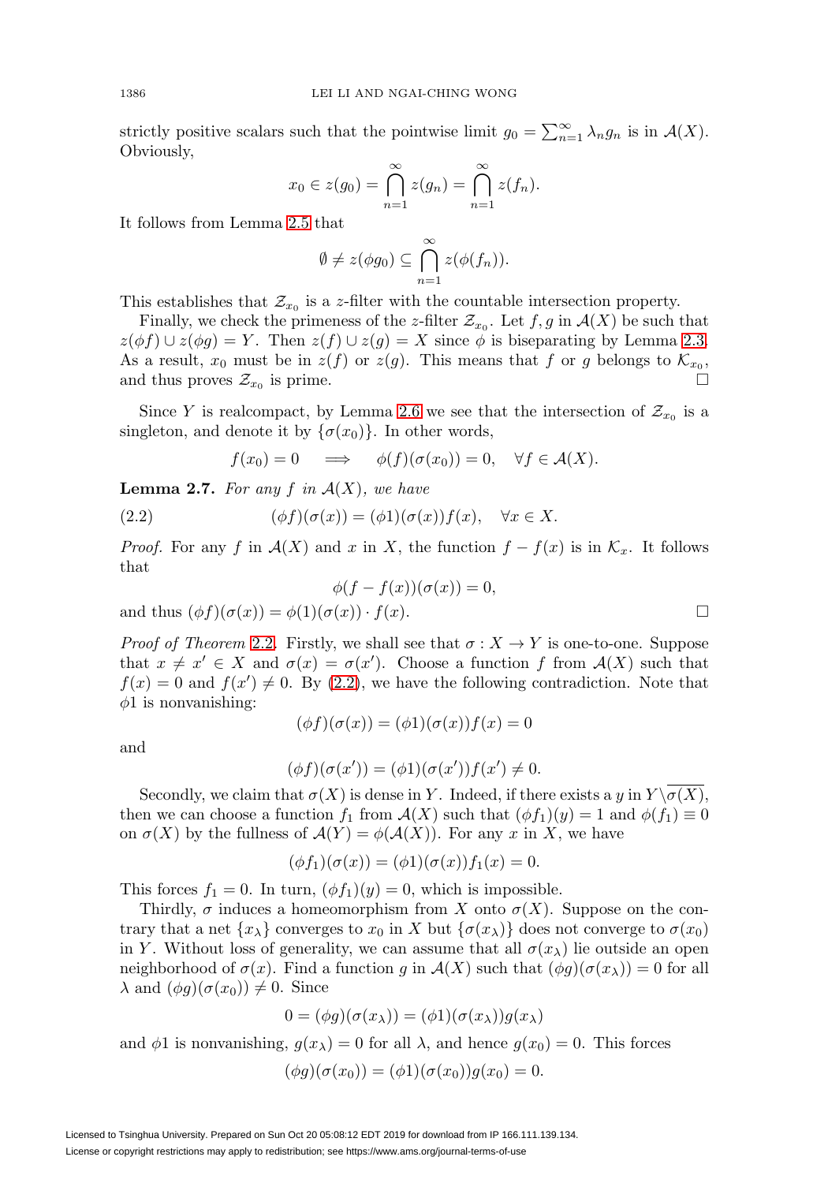strictly positive scalars such that the pointwise limit $g_0 = \sum_{n=1}^{\infty} \lambda_n g_n$ is in $\mathcal{A}(X)$. Obviously,

$$x_0 \in z(g_0) = \bigcap_{n=1}^{\infty} z(g_n) = \bigcap_{n=1}^{\infty} z(f_n).$$

It follows from Lemma 2.5 that

$$\emptyset \neq z(\phi g_0) \subseteq \bigcap_{n=1}^{\infty} z(\phi(f_n)).$$

This establishes that $\mathcal{Z}_{x_0}$ is a $z$-filter with the countable intersection property.

Finally, we check the primeness of the $z$-filter $\mathcal{Z}_{x_0}$. Let $f, g$ in $\mathcal{A}(X)$ be such that $z(\phi f) \cup z(\phi g) = Y$. Then $z(f) \cup z(g) = X$ since $\phi$ is biseparating by Lemma 2.3. As a result, $x_0$ must be in $z(f)$ or $z(g)$. This means that $f$ or $g$ belongs to $\mathcal{K}_{x_0}$, and thus proves $\mathcal{Z}_{x_0}$ is prime. $\square$

Since $Y$ is realcompact, by Lemma 2.6 we see that the intersection of $\mathcal{Z}_{x_0}$ is a singleton, and denote it by $\{\sigma(x_0)\}$. In other words,

$$f(x_0) = 0 \quad \Longrightarrow \quad \phi(f)(\sigma(x_0)) = 0, \quad \forall f \in \mathcal{A}(X).$$

**Lemma 2.7.** *For any $f$ in $\mathcal{A}(X)$, we have*

$$(\phi f)(\sigma(x)) = (\phi 1)(\sigma(x)) f(x), \quad \forall x \in X. \tag{2.2}$$

*Proof.* For any $f$ in $\mathcal{A}(X)$ and $x$ in $X$, the function $f - f(x)$ is in $\mathcal{K}_x$. It follows that

$$\phi(f - f(x))(\sigma(x)) = 0,$$

and thus $(\phi f)(\sigma(x)) = \phi(1)(\sigma(x)) \cdot f(x)$. $\square$

*Proof of Theorem 2.2.* Firstly, we shall see that $\sigma : X \to Y$ is one-to-one. Suppose that $x \neq x' \in X$ and $\sigma(x) = \sigma(x')$. Choose a function $f$ from $\mathcal{A}(X)$ such that $f(x) = 0$ and $f(x') \neq 0$. By (2.2), we have the following contradiction. Note that $\phi 1$ is nonvanishing:

$$(\phi f)(\sigma(x)) = (\phi 1)(\sigma(x)) f(x) = 0$$

and

$$(\phi f)(\sigma(x')) = (\phi 1)(\sigma(x')) f(x') \neq 0.$$

Secondly, we claim that $\sigma(X)$ is dense in $Y$. Indeed, if there exists a $y$ in $Y \setminus \overline{\sigma(X)}$, then we can choose a function $f_1$ from $\mathcal{A}(X)$ such that $(\phi f_1)(y) = 1$ and $\phi(f_1) \equiv 0$ on $\sigma(X)$ by the fullness of $\mathcal{A}(Y) = \phi(\mathcal{A}(X))$. For any $x$ in $X$, we have

$$(\phi f_1)(\sigma(x)) = (\phi 1)(\sigma(x)) f_1(x) = 0.$$

This forces $f_1 = 0$. In turn, $(\phi f_1)(y) = 0$, which is impossible.

Thirdly, $\sigma$ induces a homeomorphism from $X$ onto $\sigma(X)$. Suppose on the contrary that a net $\{x_\lambda\}$ converges to $x_0$ in $X$ but $\{\sigma(x_\lambda)\}$ does not converge to $\sigma(x_0)$ in $Y$. Without loss of generality, we can assume that all $\sigma(x_\lambda)$ lie outside an open neighborhood of $\sigma(x)$. Find a function $g$ in $\mathcal{A}(X)$ such that $(\phi g)(\sigma(x_\lambda)) = 0$ for all $\lambda$ and $(\phi g)(\sigma(x_0)) \neq 0$. Since

$$0 = (\phi g)(\sigma(x_\lambda)) = (\phi 1)(\sigma(x_\lambda)) g(x_\lambda)$$

and $\phi 1$ is nonvanishing, $g(x_\lambda) = 0$ for all $\lambda$, and hence $g(x_0) = 0$. This forces

$$(\phi g)(\sigma(x_0)) = (\phi 1)(\sigma(x_0)) g(x_0) = 0.$$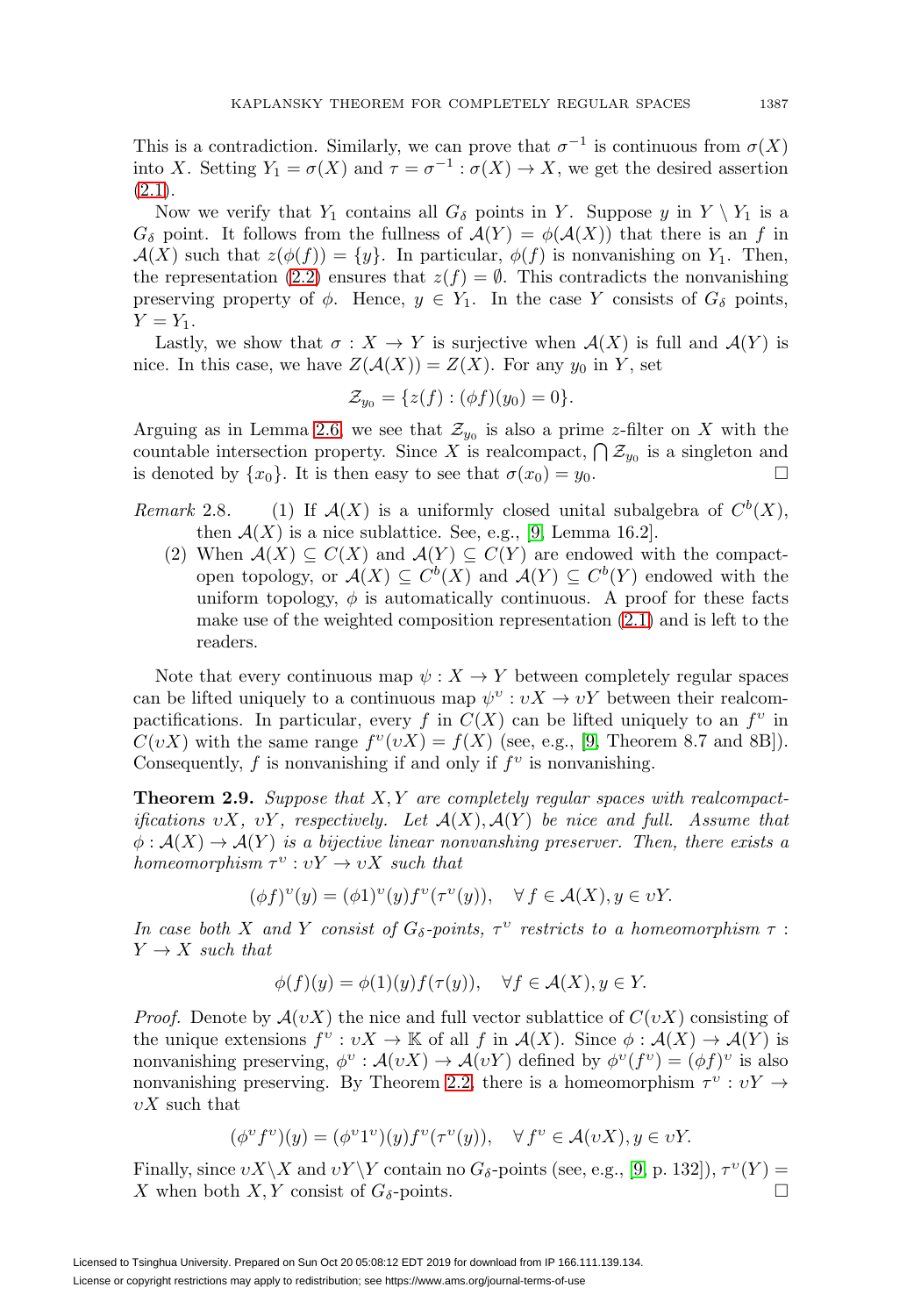This is a contradiction. Similarly, we can prove that $\sigma^{-1}$ is continuous from $\sigma(X)$ into $X$. Setting $Y_1 = \sigma(X)$ and $\tau = \sigma^{-1} : \sigma(X) \to X$, we get the desired assertion (2.1).

Now we verify that $Y_1$ contains all $G_\delta$ points in $Y$. Suppose $y$ in $Y \setminus Y_1$ is a $G_\delta$ point. It follows from the fullness of $\mathcal{A}(Y) = \phi(\mathcal{A}(X))$ that there is an $f$ in $\mathcal{A}(X)$ such that $z(\phi(f)) = \{y\}$. In particular, $\phi(f)$ is nonvanishing on $Y_1$. Then, the representation (2.2) ensures that $z(f) = \emptyset$. This contradicts the nonvanishing preserving property of $\phi$. Hence, $y \in Y_1$. In the case $Y$ consists of $G_\delta$ points, $Y = Y_1$.

Lastly, we show that $\sigma : X \to Y$ is surjective when $\mathcal{A}(X)$ is full and $\mathcal{A}(Y)$ is nice. In this case, we have $Z(\mathcal{A}(X)) = Z(X)$. For any $y_0$ in $Y$, set

$$\mathcal{Z}_{y_0} = \{z(f) : (\phi f)(y_0) = 0\}.$$

Arguing as in Lemma 2.6, we see that $\mathcal{Z}_{y_0}$ is also a prime $z$-filter on $X$ with the countable intersection property. Since $X$ is realcompact, $\bigcap \mathcal{Z}_{y_0}$ is a singleton and is denoted by $\{x_0\}$. It is then easy to see that $\sigma(x_0) = y_0$. $\square$

*Remark* 2.8. (1) If $\mathcal{A}(X)$ is a uniformly closed unital subalgebra of $C^b(X)$, then $\mathcal{A}(X)$ is a nice sublattice. See, e.g., [9, Lemma 16.2].

(2) When $\mathcal{A}(X) \subseteq C(X)$ and $\mathcal{A}(Y) \subseteq C(Y)$ are endowed with the compact-open topology, or $\mathcal{A}(X) \subseteq C^b(X)$ and $\mathcal{A}(Y) \subseteq C^b(Y)$ endowed with the uniform topology, $\phi$ is automatically continuous. A proof for these facts make use of the weighted composition representation (2.1) and is left to the readers.

Note that every continuous map $\psi : X \to Y$ between completely regular spaces can be lifted uniquely to a continuous map $\psi^\upsilon : \upsilon X \to \upsilon Y$ between their realcompactifications. In particular, every $f$ in $C(X)$ can be lifted uniquely to an $f^\upsilon$ in $C(\upsilon X)$ with the same range $f^\upsilon(\upsilon X) = f(X)$ (see, e.g., [9, Theorem 8.7 and 8B]). Consequently, $f$ is nonvanishing if and only if $f^\upsilon$ is nonvanishing.

**Theorem 2.9.** *Suppose that $X, Y$ are completely regular spaces with realcompactifications $\upsilon X$, $\upsilon Y$, respectively. Let $\mathcal{A}(X), \mathcal{A}(Y)$ be nice and full. Assume that $\phi : \mathcal{A}(X) \to \mathcal{A}(Y)$ is a bijective linear nonvanishing preserver. Then, there exists a homeomorphism $\tau^\upsilon : \upsilon Y \to \upsilon X$ such that*

$$(\phi f)^\upsilon(y) = (\phi 1)^\upsilon(y) f^\upsilon(\tau^\upsilon(y)), \quad \forall\, f \in \mathcal{A}(X), y \in \upsilon Y.$$

*In case both $X$ and $Y$ consist of $G_\delta$-points, $\tau^\upsilon$ restricts to a homeomorphism $\tau : Y \to X$ such that*

$$\phi(f)(y) = \phi(1)(y) f(\tau(y)), \quad \forall f \in \mathcal{A}(X), y \in Y.$$

*Proof.* Denote by $\mathcal{A}(\upsilon X)$ the nice and full vector sublattice of $C(\upsilon X)$ consisting of the unique extensions $f^\upsilon : \upsilon X \to \mathbb{K}$ of all $f$ in $\mathcal{A}(X)$. Since $\phi : \mathcal{A}(X) \to \mathcal{A}(Y)$ is nonvanishing preserving, $\phi^\upsilon : \mathcal{A}(\upsilon X) \to \mathcal{A}(\upsilon Y)$ defined by $\phi^\upsilon(f^\upsilon) = (\phi f)^\upsilon$ is also nonvanishing preserving. By Theorem 2.2, there is a homeomorphism $\tau^\upsilon : \upsilon Y \to \upsilon X$ such that

$$(\phi^\upsilon f^\upsilon)(y) = (\phi^\upsilon 1^\upsilon)(y) f^\upsilon(\tau^\upsilon(y)), \quad \forall\, f^\upsilon \in \mathcal{A}(\upsilon X), y \in \upsilon Y.$$

Finally, since $\upsilon X \setminus X$ and $\upsilon Y \setminus Y$ contain no $G_\delta$-points (see, e.g., [9, p. 132]), $\tau^\upsilon(Y) = X$ when both $X, Y$ consist of $G_\delta$-points. $\square$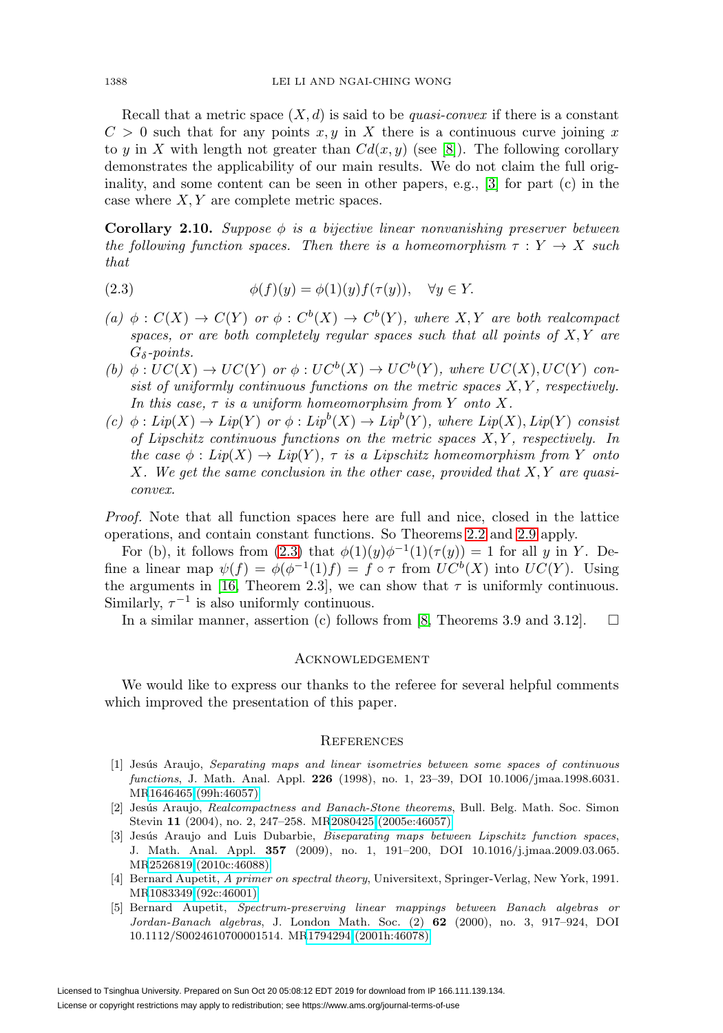Recall that a metric space $(X, d)$ is said to be *quasi-convex* if there is a constant $C > 0$ such that for any points $x, y$ in $X$ there is a continuous curve joining $x$ to $y$ in $X$ with length not greater than $Cd(x, y)$ (see [8]). The following corollary demonstrates the applicability of our main results. We do not claim the full originality, and some content can be seen in other papers, e.g., [3] for part (c) in the case where $X, Y$ are complete metric spaces.

**Corollary 2.10.** *Suppose $\phi$ is a bijective linear nonvanishing preserver between the following function spaces. Then there is a homeomorphism $\tau : Y \to X$ such that*

$$\phi(f)(y) = \phi(1)(y)f(\tau(y)), \quad \forall y \in Y. \tag{2.3}$$

*(a) $\phi : C(X) \to C(Y)$ or $\phi : C^b(X) \to C^b(Y)$, where $X, Y$ are both realcompact spaces, or are both completely regular spaces such that all points of $X, Y$ are $G_\delta$-points.*

*(b) $\phi : UC(X) \to UC(Y)$ or $\phi : UC^b(X) \to UC^b(Y)$, where $UC(X), UC(Y)$ consist of uniformly continuous functions on the metric spaces $X, Y$, respectively. In this case, $\tau$ is a uniform homeomorphsim from $Y$ onto $X$.*

*(c) $\phi : Lip(X) \to Lip(Y)$ or $\phi : Lip^b(X) \to Lip^b(Y)$, where $Lip(X), Lip(Y)$ consist of Lipschitz continuous functions on the metric spaces $X, Y$, respectively. In the case $\phi : Lip(X) \to Lip(Y)$, $\tau$ is a Lipschitz homeomorphism from $Y$ onto $X$. We get the same conclusion in the other case, provided that $X, Y$ are quasi-convex.*

*Proof.* Note that all function spaces here are full and nice, closed in the lattice operations, and contain constant functions. So Theorems 2.2 and 2.9 apply.

For (b), it follows from (2.3) that $\phi(1)(y)\phi^{-1}(1)(\tau(y)) = 1$ for all $y$ in $Y$. Define a linear map $\psi(f) = \phi(\phi^{-1}(1)f) = f \circ \tau$ from $UC^b(X)$ into $UC(Y)$. Using the arguments in [16, Theorem 2.3], we can show that $\tau$ is uniformly continuous. Similarly, $\tau^{-1}$ is also uniformly continuous.

In a similar manner, assertion (c) follows from [8, Theorems 3.9 and 3.12]. $\square$

## Acknowledgement

We would like to express our thanks to the referee for several helpful comments which improved the presentation of this paper.

## References

[1] Jesús Araujo, *Separating maps and linear isometries between some spaces of continuous functions*, J. Math. Anal. Appl. **226** (1998), no. 1, 23–39, DOI 10.1006/jmaa.1998.6031. MR1646465 (99h:46057)

[2] Jesús Araujo, *Realcompactness and Banach-Stone theorems*, Bull. Belg. Math. Soc. Simon Stevin **11** (2004), no. 2, 247–258. MR2080425 (2005e:46057)

[3] Jesús Araujo and Luis Dubarbie, *Biseparating maps between Lipschitz function spaces*, J. Math. Anal. Appl. **357** (2009), no. 1, 191–200, DOI 10.1016/j.jmaa.2009.03.065. MR2526819 (2010c:46088)

[4] Bernard Aupetit, *A primer on spectral theory*, Universitext, Springer-Verlag, New York, 1991. MR1083349 (92c:46001)

[5] Bernard Aupetit, *Spectrum-preserving linear mappings between Banach algebras or Jordan-Banach algebras*, J. London Math. Soc. (2) **62** (2000), no. 3, 917–924, DOI 10.1112/S0024610700001514. MR1794294 (2001h:46078)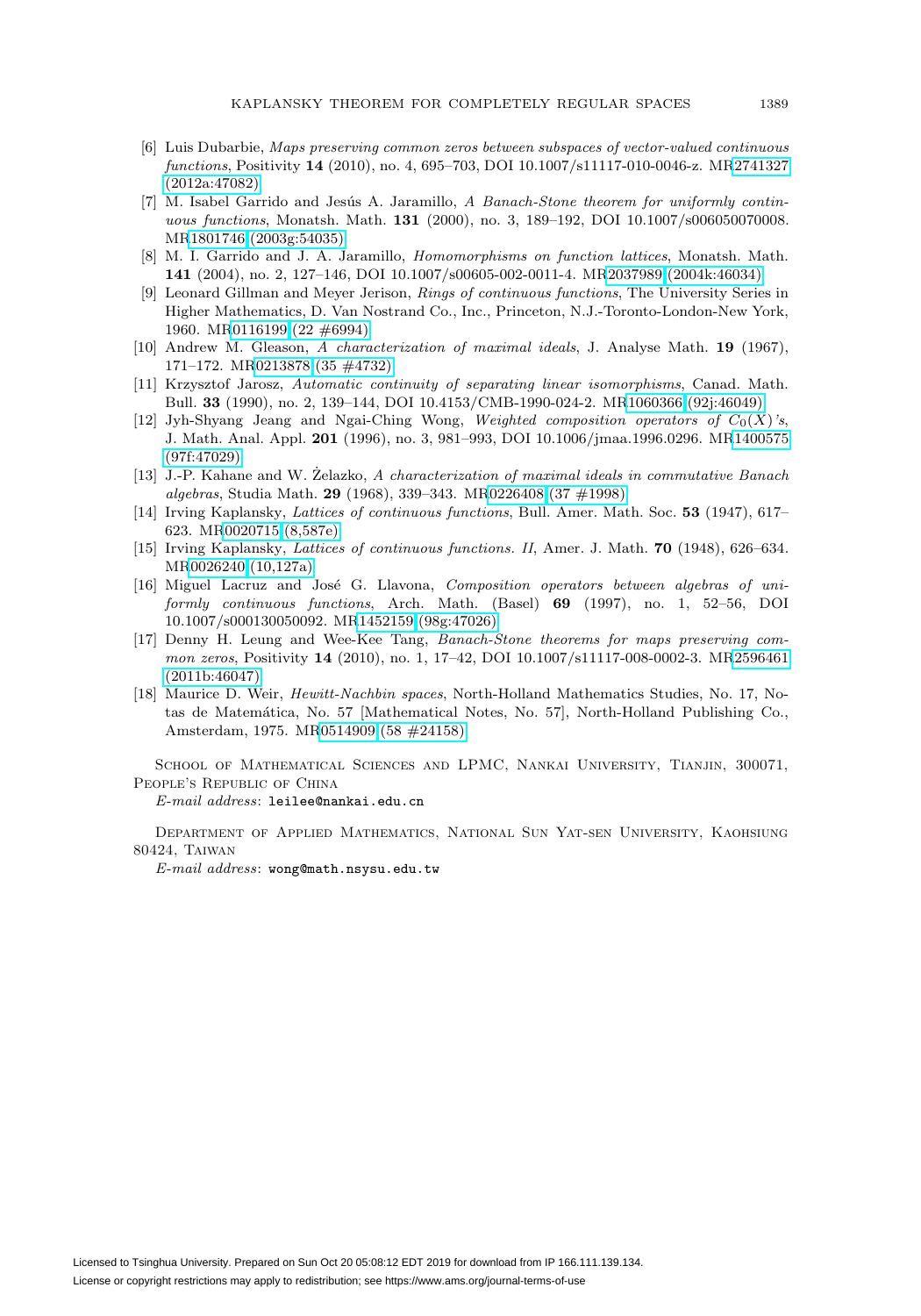[6] Luis Dubarbie, *Maps preserving common zeros between subspaces of vector-valued continuous functions*, Positivity **14** (2010), no. 4, 695–703, DOI 10.1007/s11117-010-0046-z. MR2741327 (2012a:47082)

[7] M. Isabel Garrido and Jesús A. Jaramillo, *A Banach-Stone theorem for uniformly continuous functions*, Monatsh. Math. **131** (2000), no. 3, 189–192, DOI 10.1007/s006050070008. MR1801746 (2003g:54035)

[8] M. I. Garrido and J. A. Jaramillo, *Homomorphisms on function lattices*, Monatsh. Math. **141** (2004), no. 2, 127–146, DOI 10.1007/s00605-002-0011-4. MR2037989 (2004k:46034)

[9] Leonard Gillman and Meyer Jerison, *Rings of continuous functions*, The University Series in Higher Mathematics, D. Van Nostrand Co., Inc., Princeton, N.J.-Toronto-London-New York, 1960. MR0116199 (22 #6994)

[10] Andrew M. Gleason, *A characterization of maximal ideals*, J. Analyse Math. **19** (1967), 171–172. MR0213878 (35 #4732)

[11] Krzysztof Jarosz, *Automatic continuity of separating linear isomorphisms*, Canad. Math. Bull. **33** (1990), no. 2, 139–144, DOI 10.4153/CMB-1990-024-2. MR1060366 (92j:46049)

[12] Jyh-Shyang Jeang and Ngai-Ching Wong, *Weighted composition operators of $C_0(X)$'s*, J. Math. Anal. Appl. **201** (1996), no. 3, 981–993, DOI 10.1006/jmaa.1996.0296. MR1400575 (97f:47029)

[13] J.-P. Kahane and W. Żelazko, *A characterization of maximal ideals in commutative Banach algebras*, Studia Math. **29** (1968), 339–343. MR0226408 (37 #1998)

[14] Irving Kaplansky, *Lattices of continuous functions*, Bull. Amer. Math. Soc. **53** (1947), 617–623. MR0020715 (8,587e)

[15] Irving Kaplansky, *Lattices of continuous functions. II*, Amer. J. Math. **70** (1948), 626–634. MR0026240 (10,127a)

[16] Miguel Lacruz and José G. Llavona, *Composition operators between algebras of uniformly continuous functions*, Arch. Math. (Basel) **69** (1997), no. 1, 52–56, DOI 10.1007/s000130050092. MR1452159 (98g:47026)

[17] Denny H. Leung and Wee-Kee Tang, *Banach-Stone theorems for maps preserving common zeros*, Positivity **14** (2010), no. 1, 17–42, DOI 10.1007/s11117-008-0002-3. MR2596461 (2011b:46047)

[18] Maurice D. Weir, *Hewitt-Nachbin spaces*, North-Holland Mathematics Studies, No. 17, Notas de Matemática, No. 57 [Mathematical Notes, No. 57], North-Holland Publishing Co., Amsterdam, 1975. MR0514909 (58 #24158)

School of Mathematical Sciences and LPMC, Nankai University, Tianjin, 300071, People's Republic of China

*E-mail address*: leilee@nankai.edu.cn

Department of Applied Mathematics, National Sun Yat-sen University, Kaohsiung 80424, Taiwan

*E-mail address*: wong@math.nsysu.edu.tw